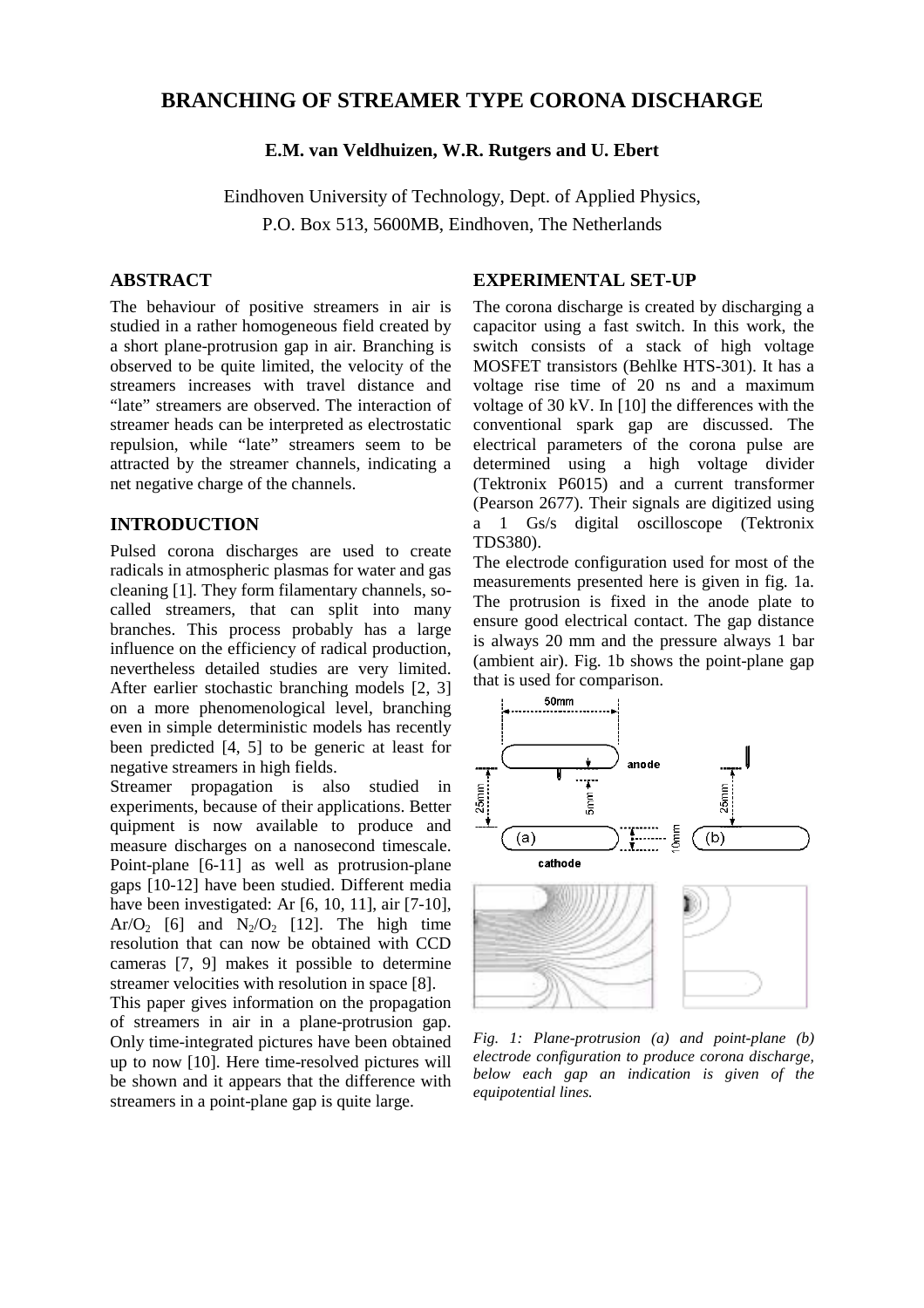# BRANCHING OF STREAMER TYPE CORONA DISCHARGE

**E.M. van Veldhuizen, W.R. Rutgers and U. Ebert**

Eindhoven University of Technology, Dept. of Applied Physics,
P.O. Box 513, 5600MB, Eindhoven, The Netherlands

## ABSTRACT

The behaviour of positive streamers in air is studied in a rather homogeneous field created by a short plane-protrusion gap in air. Branching is observed to be quite limited, the velocity of the streamers increases with travel distance and "late" streamers are observed. The interaction of streamer heads can be interpreted as electrostatic repulsion, while "late" streamers seem to be attracted by the streamer channels, indicating a net negative charge of the channels.

## INTRODUCTION

Pulsed corona discharges are used to create radicals in atmospheric plasmas for water and gas cleaning [1]. They form filamentary channels, so-called streamers, that can split into many branches. This process probably has a large influence on the efficiency of radical production, nevertheless detailed studies are very limited. After earlier stochastic branching models [2, 3] on a more phenomenological level, branching even in simple deterministic models has recently been predicted [4, 5] to be generic at least for negative streamers in high fields.

Streamer propagation is also studied in experiments, because of their applications. Better quipment is now available to produce and measure discharges on a nanosecond timescale. Point-plane [6-11] as well as protrusion-plane gaps [10-12] have been studied. Different media have been investigated: Ar [6, 10, 11], air [7-10], $Ar/O_2$ [6] and $N_2/O_2$ [12]. The high time resolution that can now be obtained with CCD cameras [7, 9] makes it possible to determine streamer velocities with resolution in space [8].

This paper gives information on the propagation of streamers in air in a plane-protrusion gap. Only time-integrated pictures have been obtained up to now [10]. Here time-resolved pictures will be shown and it appears that the difference with streamers in a point-plane gap is quite large.

## EXPERIMENTAL SET-UP

The corona discharge is created by discharging a capacitor using a fast switch. In this work, the switch consists of a stack of high voltage MOSFET transistors (Behlke HTS-301). It has a voltage rise time of 20 ns and a maximum voltage of 30 kV. In [10] the differences with the conventional spark gap are discussed. The electrical parameters of the corona pulse are determined using a high voltage divider (Tektronix P6015) and a current transformer (Pearson 2677). Their signals are digitized using a 1 Gs/s digital oscilloscope (Tektronix TDS380).

The electrode configuration used for most of the measurements presented here is given in fig. 1a. The protrusion is fixed in the anode plate to ensure good electrical contact. The gap distance is always 20 mm and the pressure always 1 bar (ambient air). Fig. 1b shows the point-plane gap that is used for comparison.

*Fig. 1: Plane-protrusion (a) and point-plane (b) electrode configuration to produce corona discharge, below each gap an indication is given of the equipotential lines.*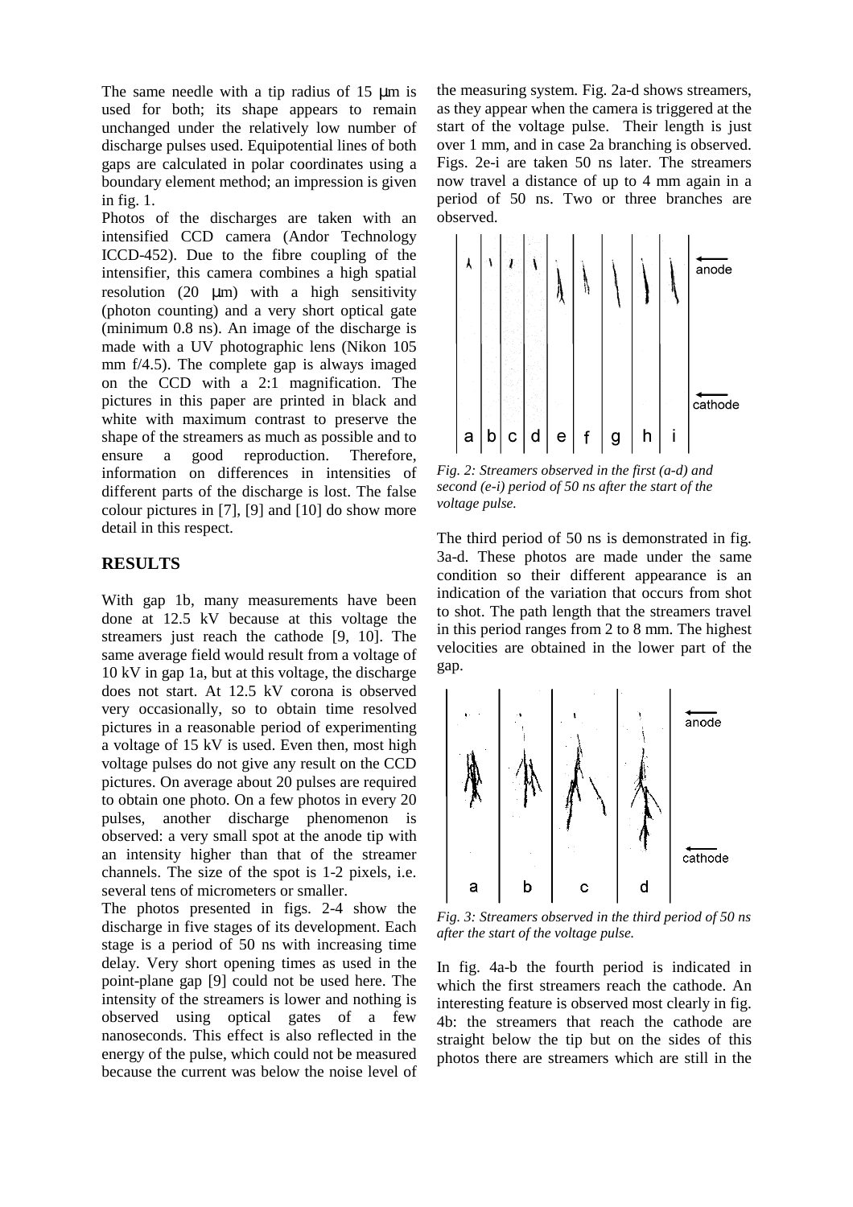The same needle with a tip radius of 15 μm is used for both; its shape appears to remain unchanged under the relatively low number of discharge pulses used. Equipotential lines of both gaps are calculated in polar coordinates using a boundary element method; an impression is given in fig. 1.

Photos of the discharges are taken with an intensified CCD camera (Andor Technology ICCD-452). Due to the fibre coupling of the intensifier, this camera combines a high spatial resolution (20 μm) with a high sensitivity (photon counting) and a very short optical gate (minimum 0.8 ns). An image of the discharge is made with a UV photographic lens (Nikon 105 mm f/4.5). The complete gap is always imaged on the CCD with a 2:1 magnification. The pictures in this paper are printed in black and white with maximum contrast to preserve the shape of the streamers as much as possible and to ensure a good reproduction. Therefore, information on differences in intensities of different parts of the discharge is lost. The false colour pictures in [7], [9] and [10] do show more detail in this respect.

## RESULTS

With gap 1b, many measurements have been done at 12.5 kV because at this voltage the streamers just reach the cathode [9, 10]. The same average field would result from a voltage of 10 kV in gap 1a, but at this voltage, the discharge does not start. At 12.5 kV corona is observed very occasionally, so to obtain time resolved pictures in a reasonable period of experimenting a voltage of 15 kV is used. Even then, most high voltage pulses do not give any result on the CCD pictures. On average about 20 pulses are required to obtain one photo. On a few photos in every 20 pulses, another discharge phenomenon is observed: a very small spot at the anode tip with an intensity higher than that of the streamer channels. The size of the spot is 1-2 pixels, i.e. several tens of micrometers or smaller.

The photos presented in figs. 2-4 show the discharge in five stages of its development. Each stage is a period of 50 ns with increasing time delay. Very short opening times as used in the point-plane gap [9] could not be used here. The intensity of the streamers is lower and nothing is observed using optical gates of a few nanoseconds. This effect is also reflected in the energy of the pulse, which could not be measured because the current was below the noise level of the measuring system. Fig. 2a-d shows streamers, as they appear when the camera is triggered at the start of the voltage pulse. Their length is just over 1 mm, and in case 2a branching is observed. Figs. 2e-i are taken 50 ns later. The streamers now travel a distance of up to 4 mm again in a period of 50 ns. Two or three branches are observed.

*Fig. 2: Streamers observed in the first (a-d) and second (e-i) period of 50 ns after the start of the voltage pulse.*

The third period of 50 ns is demonstrated in fig. 3a-d. These photos are made under the same condition so their different appearance is an indication of the variation that occurs from shot to shot. The path length that the streamers travel in this period ranges from 2 to 8 mm. The highest velocities are obtained in the lower part of the gap.

*Fig. 3: Streamers observed in the third period of 50 ns after the start of the voltage pulse.*

In fig. 4a-b the fourth period is indicated in which the first streamers reach the cathode. An interesting feature is observed most clearly in fig. 4b: the streamers that reach the cathode are straight below the tip but on the sides of this photos there are streamers which are still in the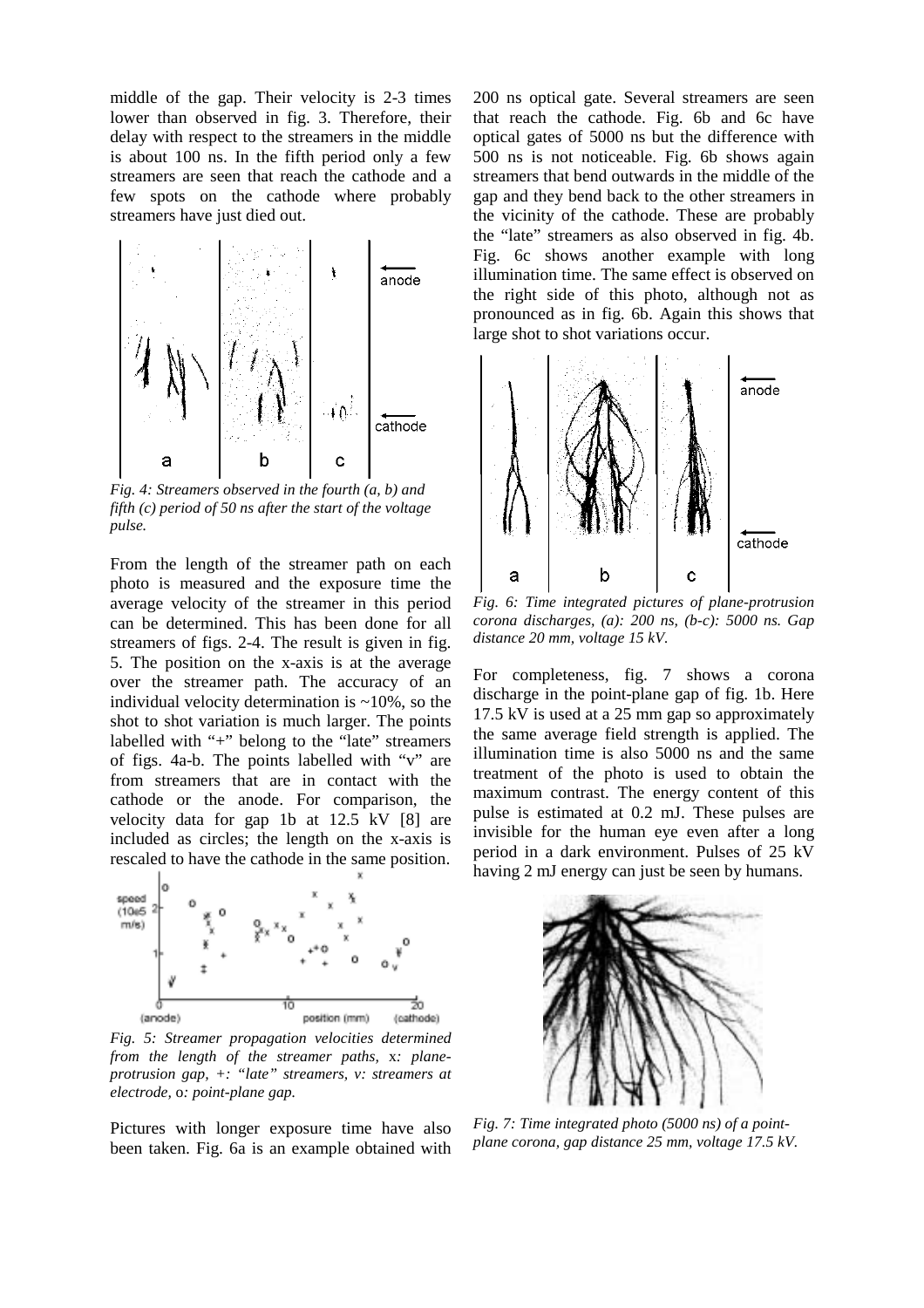middle of the gap. Their velocity is 2-3 times lower than observed in fig. 3. Therefore, their delay with respect to the streamers in the middle is about 100 ns. In the fifth period only a few streamers are seen that reach the cathode and a few spots on the cathode where probably streamers have just died out.

*Fig. 4: Streamers observed in the fourth (a, b) and fifth (c) period of 50 ns after the start of the voltage pulse.*

From the length of the streamer path on each photo is measured and the exposure time the average velocity of the streamer in this period can be determined. This has been done for all streamers of figs. 2-4. The result is given in fig. 5. The position on the x-axis is at the average over the streamer path. The accuracy of an individual velocity determination is ~10%, so the shot to shot variation is much larger. The points labelled with "+" belong to the "late" streamers of figs. 4a-b. The points labelled with "v" are from streamers that are in contact with the cathode or the anode. For comparison, the velocity data for gap 1b at 12.5 kV [8] are included as circles; the length on the x-axis is rescaled to have the cathode in the same position.

*Fig. 5: Streamer propagation velocities determined from the length of the streamer paths,* x*: plane-protrusion gap, +: "late" streamers, v: streamers at electrode,* o*: point-plane gap.*

Pictures with longer exposure time have also been taken. Fig. 6a is an example obtained with 200 ns optical gate. Several streamers are seen that reach the cathode. Fig. 6b and 6c have optical gates of 5000 ns but the difference with 500 ns is not noticeable. Fig. 6b shows again streamers that bend outwards in the middle of the gap and they bend back to the other streamers in the vicinity of the cathode. These are probably the "late" streamers as also observed in fig. 4b. Fig. 6c shows another example with long illumination time. The same effect is observed on the right side of this photo, although not as pronounced as in fig. 6b. Again this shows that large shot to shot variations occur.

*Fig. 6: Time integrated pictures of plane-protrusion corona discharges, (a): 200 ns, (b-c): 5000 ns. Gap distance 20 mm, voltage 15 kV.*

For completeness, fig. 7 shows a corona discharge in the point-plane gap of fig. 1b. Here 17.5 kV is used at a 25 mm gap so approximately the same average field strength is applied. The illumination time is also 5000 ns and the same treatment of the photo is used to obtain the maximum contrast. The energy content of this pulse is estimated at 0.2 mJ. These pulses are invisible for the human eye even after a long period in a dark environment. Pulses of 25 kV having 2 mJ energy can just be seen by humans.

*Fig. 7: Time integrated photo (5000 ns) of a point-plane corona, gap distance 25 mm, voltage 17.5 kV.*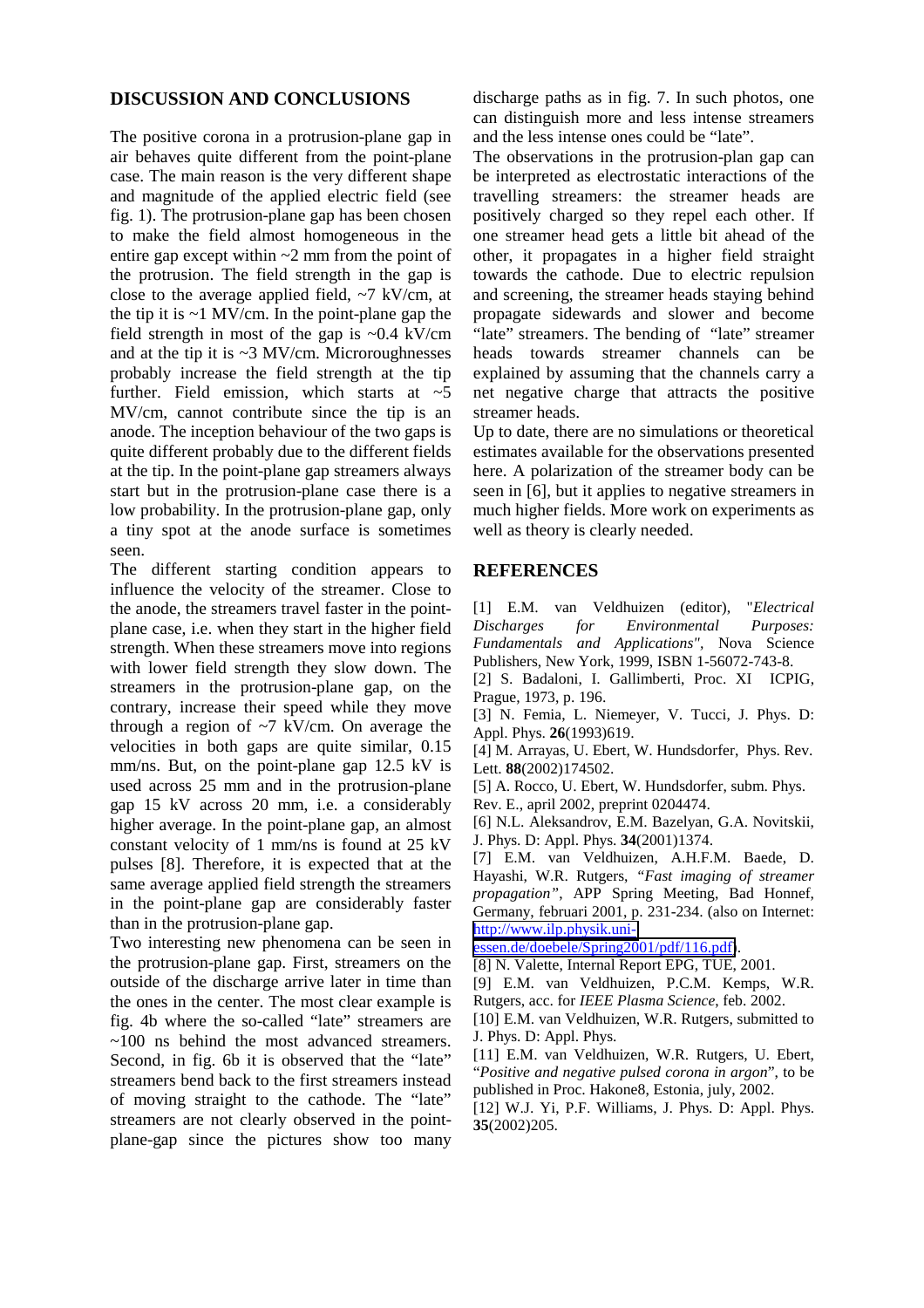## DISCUSSION AND CONCLUSIONS

The positive corona in a protrusion-plane gap in air behaves quite different from the point-plane case. The main reason is the very different shape and magnitude of the applied electric field (see fig. 1). The protrusion-plane gap has been chosen to make the field almost homogeneous in the entire gap except within ~2 mm from the point of the protrusion. The field strength in the gap is close to the average applied field, ~7 kV/cm, at the tip it is ~1 MV/cm. In the point-plane gap the field strength in most of the gap is ~0.4 kV/cm and at the tip it is ~3 MV/cm. Microroughnesses probably increase the field strength at the tip further. Field emission, which starts at ~5 MV/cm, cannot contribute since the tip is an anode. The inception behaviour of the two gaps is quite different probably due to the different fields at the tip. In the point-plane gap streamers always start but in the protrusion-plane case there is a low probability. In the protrusion-plane gap, only a tiny spot at the anode surface is sometimes seen.

The different starting condition appears to influence the velocity of the streamer. Close to the anode, the streamers travel faster in the point-plane case, i.e. when they start in the higher field strength. When these streamers move into regions with lower field strength they slow down. The streamers in the protrusion-plane gap, on the contrary, increase their speed while they move through a region of ~7 kV/cm. On average the velocities in both gaps are quite similar, 0.15 mm/ns. But, on the point-plane gap 12.5 kV is used across 25 mm and in the protrusion-plane gap 15 kV across 20 mm, i.e. a considerably higher average. In the point-plane gap, an almost constant velocity of 1 mm/ns is found at 25 kV pulses [8]. Therefore, it is expected that at the same average applied field strength the streamers in the point-plane gap are considerably faster than in the protrusion-plane gap.

Two interesting new phenomena can be seen in the protrusion-plane gap. First, streamers on the outside of the discharge arrive later in time than the ones in the center. The most clear example is fig. 4b where the so-called "late" streamers are ~100 ns behind the most advanced streamers. Second, in fig. 6b it is observed that the "late" streamers bend back to the first streamers instead of moving straight to the cathode. The "late" streamers are not clearly observed in the point-plane-gap since the pictures show too many discharge paths as in fig. 7. In such photos, one can distinguish more and less intense streamers and the less intense ones could be "late".

The observations in the protrusion-plan gap can be interpreted as electrostatic interactions of the travelling streamers: the streamer heads are positively charged so they repel each other. If one streamer head gets a little bit ahead of the other, it propagates in a higher field straight towards the cathode. Due to electric repulsion and screening, the streamer heads staying behind propagate sidewards and slower and become "late" streamers. The bending of "late" streamer heads towards streamer channels can be explained by assuming that the channels carry a net negative charge that attracts the positive streamer heads.

Up to date, there are no simulations or theoretical estimates available for the observations presented here. A polarization of the streamer body can be seen in [6], but it applies to negative streamers in much higher fields. More work on experiments as well as theory is clearly needed.

## REFERENCES

[1] E.M. van Veldhuizen (editor), "*Electrical Discharges for Environmental Purposes: Fundamentals and Applications"*, Nova Science Publishers, New York, 1999, ISBN 1-56072-743-8.

[2] S. Badaloni, I. Gallimberti, Proc. XI ICPIG, Prague, 1973, p. 196.

[3] N. Femia, L. Niemeyer, V. Tucci, J. Phys. D: Appl. Phys. **26**(1993)619.

[4] M. Arrayas, U. Ebert, W. Hundsdorfer, Phys. Rev. Lett. **88**(2002)174502.

[5] A. Rocco, U. Ebert, W. Hundsdorfer, subm. Phys. Rev. E., april 2002, preprint 0204474.

[6] N.L. Aleksandrov, E.M. Bazelyan, G.A. Novitskii, J. Phys. D: Appl. Phys. **34**(2001)1374.

[7] E.M. van Veldhuizen, A.H.F.M. Baede, D. Hayashi, W.R. Rutgers, *"Fast imaging of streamer propagation"*, APP Spring Meeting, Bad Honnef, Germany, februari 2001, p. 231-234. (also on Internet: http://www.ilp.physik.uni-essen.de/doebele/Spring2001/pdf/116.pdf).

[8] N. Valette, Internal Report EPG, TUE, 2001.

[9] E.M. van Veldhuizen, P.C.M. Kemps, W.R. Rutgers, acc. for *IEEE Plasma Science*, feb. 2002.

[10] E.M. van Veldhuizen, W.R. Rutgers, submitted to J. Phys. D: Appl. Phys.

[11] E.M. van Veldhuizen, W.R. Rutgers, U. Ebert, "*Positive and negative pulsed corona in argon*", to be published in Proc. Hakone8, Estonia, july, 2002.

[12] W.J. Yi, P.F. Williams, J. Phys. D: Appl. Phys. **35**(2002)205.